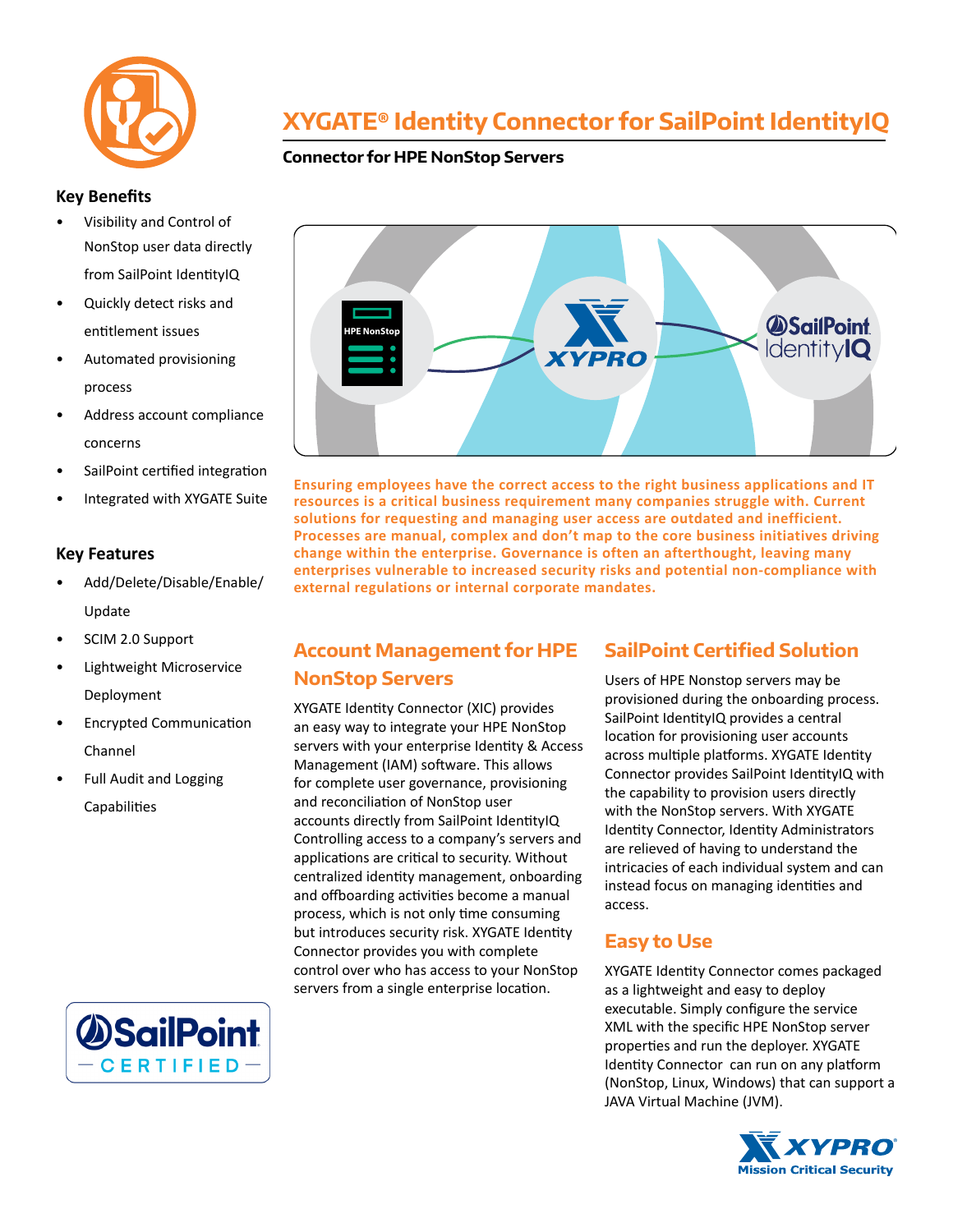# XYGATE® Identity Connector for SailPoint IdentityIQ

## Connector for HPE NonStop Servers

### Key Benefits

- Visibility and Control of NonStop user data directly from SailPoint IdentityIQ
- Quickly detect risks and entitlement issues
- Automated provisioning process
- Address account compliance concerns
- SailPoint certified integration
- Integrated with XYGATE Suite

### Key Features

- Add/Delete/Disable/Enable/Update
- SCIM 2.0 Support
- Lightweight Microservice Deployment
- Encrypted Communication Channel
- Full Audit and Logging Capabilities

**Ensuring employees have the correct access to the right business applications and IT resources is a critical business requirement many companies struggle with. Current solutions for requesting and managing user access are outdated and inefficient. Processes are manual, complex and don't map to the core business initiatives driving change within the enterprise. Governance is often an afterthought, leaving many enterprises vulnerable to increased security risks and potential non-compliance with external regulations or internal corporate mandates.**

## Account Management for HPE NonStop Servers

XYGATE Identity Connector (XIC) provides an easy way to integrate your HPE NonStop servers with your enterprise Identity & Access Management (IAM) software. This allows for complete user governance, provisioning and reconciliation of NonStop user accounts directly from SailPoint IdentityIQ Controlling access to a company's servers and applications are critical to security. Without centralized identity management, onboarding and offboarding activities become a manual process, which is not only time consuming but introduces security risk. XYGATE Identity Connector provides you with complete control over who has access to your NonStop servers from a single enterprise location.

## SailPoint Certified Solution

Users of HPE Nonstop servers may be provisioned during the onboarding process. SailPoint IdentityIQ provides a central location for provisioning user accounts across multiple platforms. XYGATE Identity Connector provides SailPoint IdentityIQ with the capability to provision users directly with the NonStop servers. With XYGATE Identity Connector, Identity Administrators are relieved of having to understand the intricacies of each individual system and can instead focus on managing identities and access.

## Easy to Use

XYGATE Identity Connector comes packaged as a lightweight and easy to deploy executable. Simply configure the service XML with the specific HPE NonStop server properties and run the deployer. XYGATE Identity Connector can run on any platform (NonStop, Linux, Windows) that can support a JAVA Virtual Machine (JVM).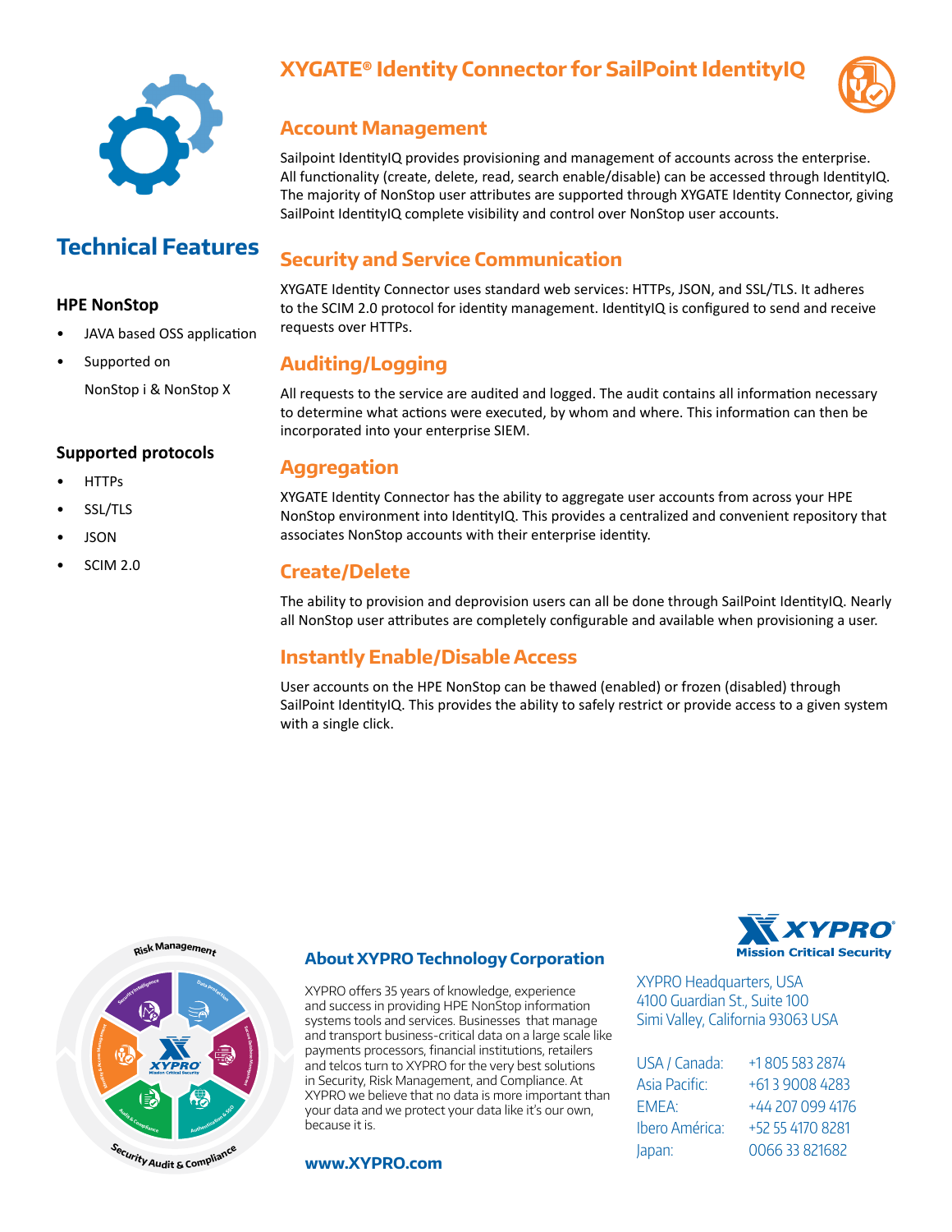# XYGATE® Identity Connector for SailPoint IdentityIQ

## Technical Features

### HPE NonStop

- JAVA based OSS application
- Supported on NonStop i & NonStop X

### Supported protocols

- HTTPs
- SSL/TLS
- JSON
- SCIM 2.0

## Account Management

Sailpoint IdentityIQ provides provisioning and management of accounts across the enterprise. All functionality (create, delete, read, search enable/disable) can be accessed through IdentityIQ. The majority of NonStop user attributes are supported through XYGATE Identity Connector, giving SailPoint IdentityIQ complete visibility and control over NonStop user accounts.

## Security and Service Communication

XYGATE Identity Connector uses standard web services: HTTPs, JSON, and SSL/TLS. It adheres to the SCIM 2.0 protocol for identity management. IdentityIQ is configured to send and receive requests over HTTPs.

## Auditing/Logging

All requests to the service are audited and logged. The audit contains all information necessary to determine what actions were executed, by whom and where. This information can then be incorporated into your enterprise SIEM.

## Aggregation

XYGATE Identity Connector has the ability to aggregate user accounts from across your HPE NonStop environment into IdentityIQ. This provides a centralized and convenient repository that associates NonStop accounts with their enterprise identity.

## Create/Delete

The ability to provision and deprovision users can all be done through SailPoint IdentityIQ. Nearly all NonStop user attributes are completely configurable and available when provisioning a user.

## Instantly Enable/Disable Access

User accounts on the HPE NonStop can be thawed (enabled) or frozen (disabled) through SailPoint IdentityIQ. This provides the ability to safely restrict or provide access to a given system with a single click.

Risk Management

Security Audit & Compliance

### About XYPRO Technology Corporation

XYPRO offers 35 years of knowledge, experience and success in providing HPE NonStop information systems tools and services. Businesses that manage and transport business-critical data on a large scale like payments processors, financial institutions, retailers and telcos turn to XYPRO for the very best solutions in Security, Risk Management, and Compliance. At XYPRO we believe that no data is more important than your data and we protect your data like it's our own, because it is.

**www.XYPRO.com**

XYPRO® Mission Critical Security

XYPRO Headquarters, USA
4100 Guardian St., Suite 100
Simi Valley, California 93063 USA

| | |
|---|---|
| USA / Canada: | +1 805 583 2874 |
| Asia Pacific: | +61 3 9008 4283 |
| EMEA: | +44 207 099 4176 |
| Ibero América: | +52 55 4170 8281 |
| Japan: | 0066 33 821682 |